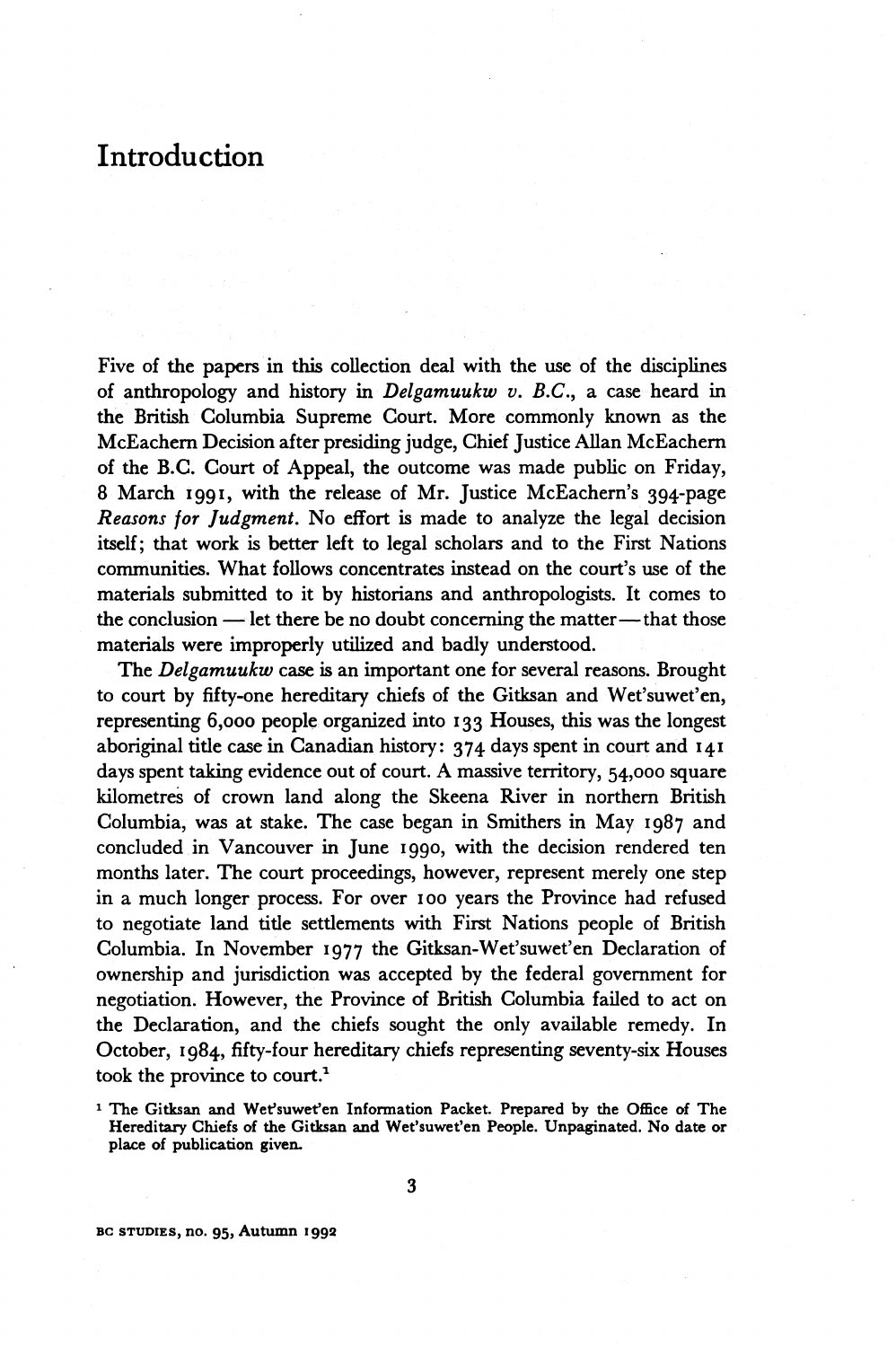# Introduction

Five of the papers in this collection deal with the use of the disciplines of anthropology and history in *Delgamuukw v. B.C.*, a case heard in the British Columbia Supreme Court. More commonly known as the McEachern Decision after presiding judge, Chief Justice Allan McEachern of the B.C. Court of Appeal, the outcome was made public on Friday, 8 March 1991, with the release of Mr. Justice McEachern's 394-page *Reasons for Judgment*. No effort is made to analyze the legal decision itself; that work is better left to legal scholars and to the First Nations communities. What follows concentrates instead on the court's use of the materials submitted to it by historians and anthropologists. It comes to the conclusion — let there be no doubt concerning the matter — that those materials were improperly utilized and badly understood.

The *Delgamuukw* case is an important one for several reasons. Brought to court by fifty-one hereditary chiefs of the Gitksan and Wet'suwet'en, representing 6,000 people organized into 133 Houses, this was the longest aboriginal title case in Canadian history: 374 days spent in court and 141 days spent taking evidence out of court. A massive territory, 54,000 square kilometres of crown land along the Skeena River in northern British Columbia, was at stake. The case began in Smithers in May 1987 and concluded in Vancouver in June 1990, with the decision rendered ten months later. The court proceedings, however, represent merely one step in a much longer process. For over 100 years the Province had refused to negotiate land title settlements with First Nations people of British Columbia. In November 1977 the Gitksan-Wet'suwet'en Declaration of ownership and jurisdiction was accepted by the federal government for negotiation. However, the Province of British Columbia failed to act on the Declaration, and the chiefs sought the only available remedy. In October, 1984, fifty-four hereditary chiefs representing seventy-six Houses took the province to court.[1]

[1] The Gitksan and Wet'suwet'en Information Packet. Prepared by the Office of The Hereditary Chiefs of the Gitksan and Wet'suwet'en People. Unpaginated. No date or place of publication given.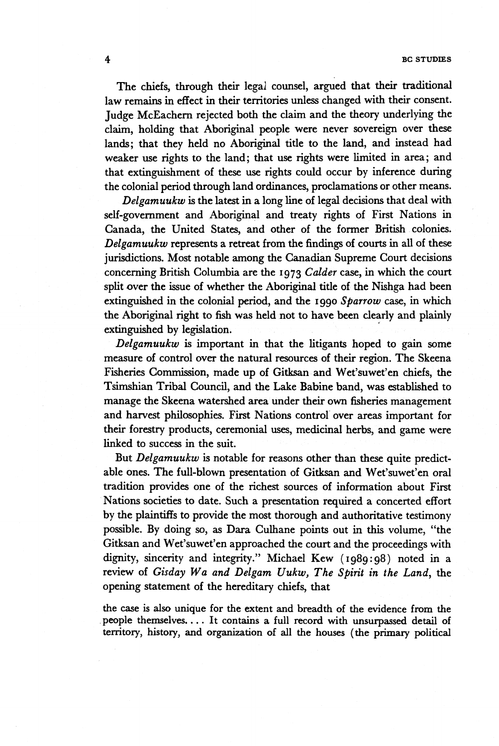The chiefs, through their legal counsel, argued that their traditional law remains in effect in their territories unless changed with their consent. Judge McEachern rejected both the claim and the theory underlying the claim, holding that Aboriginal people were never sovereign over these lands; that they held no Aboriginal title to the land, and instead had weaker use rights to the land; that use rights were limited in area; and that extinguishment of these use rights could occur by inference during the colonial period through land ordinances, proclamations or other means.

*Delgamuukw* is the latest in a long line of legal decisions that deal with self-government and Aboriginal and treaty rights of First Nations in Canada, the United States, and other of the former British colonies. *Delgamuukw* represents a retreat from the findings of courts in all of these jurisdictions. Most notable among the Canadian Supreme Court decisions concerning British Columbia are the 1973 *Calder* case, in which the court split over the issue of whether the Aboriginal title of the Nishga had been extinguished in the colonial period, and the 1990 *Sparrow* case, in which the Aboriginal right to fish was held not to have been clearly and plainly extinguished by legislation.

*Delgamuukw* is important in that the litigants hoped to gain some measure of control over the natural resources of their region. The Skeena Fisheries Commission, made up of Gitksan and Wet'suwet'en chiefs, the Tsimshian Tribal Council, and the Lake Babine band, was established to manage the Skeena watershed area under their own fisheries management and harvest philosophies. First Nations control over areas important for their forestry products, ceremonial uses, medicinal herbs, and game were linked to success in the suit.

But *Delgamuukw* is notable for reasons other than these quite predictable ones. The full-blown presentation of Gitksan and Wet'suwet'en oral tradition provides one of the richest sources of information about First Nations societies to date. Such a presentation required a concerted effort by the plaintiffs to provide the most thorough and authoritative testimony possible. By doing so, as Dara Culhane points out in this volume, "the Gitksan and Wet'suwet'en approached the court and the proceedings with dignity, sincerity and integrity." Michael Kew (1989:98) noted in a review of *Gisday Wa and Delgam Uukw, The Spirit in the Land*, the opening statement of the hereditary chiefs, that

> the case is also unique for the extent and breadth of the evidence from the people themselves.... It contains a full record with unsurpassed detail of territory, history, and organization of all the houses (the primary political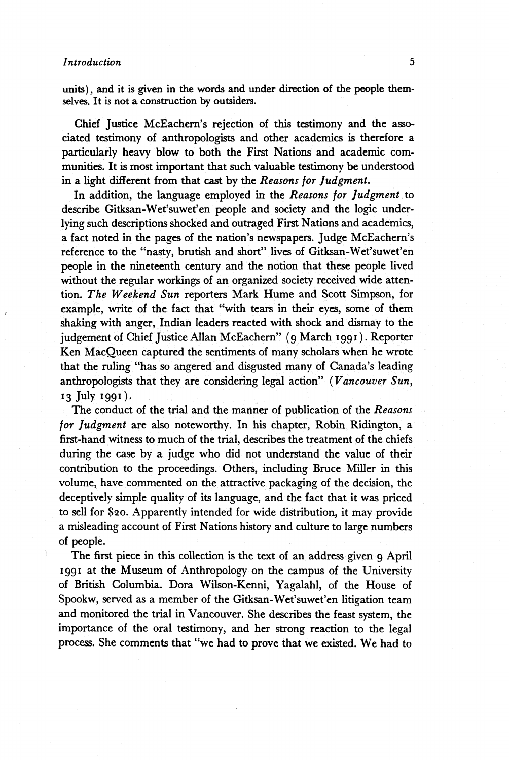units), and it is given in the words and under direction of the people themselves. It is not a construction by outsiders.

Chief Justice McEachern's rejection of this testimony and the associated testimony of anthropologists and other academics is therefore a particularly heavy blow to both the First Nations and academic communities. It is most important that such valuable testimony be understood in a light different from that cast by the *Reasons for Judgment.*

In addition, the language employed in the *Reasons for Judgment* to describe Gitksan-Wet'suwet'en people and society and the logic underlying such descriptions shocked and outraged First Nations and academics, a fact noted in the pages of the nation's newspapers. Judge McEachern's reference to the "nasty, brutish and short" lives of Gitksan-Wet'suwet'en people in the nineteenth century and the notion that these people lived without the regular workings of an organized society received wide attention. *The Weekend Sun* reporters Mark Hume and Scott Simpson, for example, write of the fact that "with tears in their eyes, some of them shaking with anger, Indian leaders reacted with shock and dismay to the judgement of Chief Justice Allan McEachern" (9 March 1991). Reporter Ken MacQueen captured the sentiments of many scholars when he wrote that the ruling "has so angered and disgusted many of Canada's leading anthropologists that they are considering legal action" (*Vancouver Sun,* 13 July 1991).

The conduct of the trial and the manner of publication of the *Reasons for Judgment* are also noteworthy. In his chapter, Robin Ridington, a first-hand witness to much of the trial, describes the treatment of the chiefs during the case by a judge who did not understand the value of their contribution to the proceedings. Others, including Bruce Miller in this volume, have commented on the attractive packaging of the decision, the deceptively simple quality of its language, and the fact that it was priced to sell for $20. Apparently intended for wide distribution, it may provide a misleading account of First Nations history and culture to large numbers of people.

The first piece in this collection is the text of an address given 9 April 1991 at the Museum of Anthropology on the campus of the University of British Columbia. Dora Wilson-Kenni, Yagalahl, of the House of Spookw, served as a member of the Gitksan-Wet'suwet'en litigation team and monitored the trial in Vancouver. She describes the feast system, the importance of the oral testimony, and her strong reaction to the legal process. She comments that "we had to prove that we existed. We had to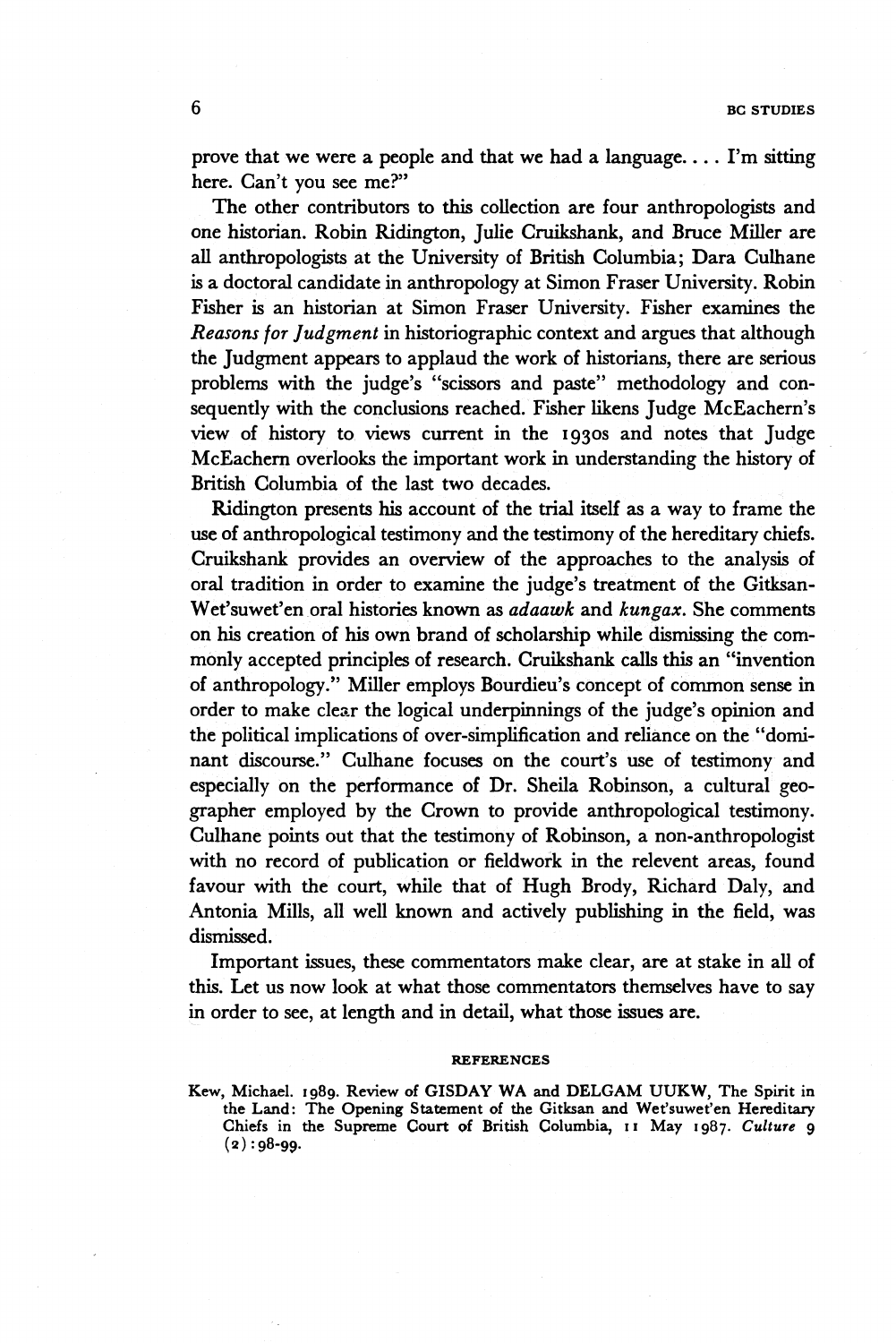prove that we were a people and that we had a language. . . . I'm sitting here. Can't you see me?"

The other contributors to this collection are four anthropologists and one historian. Robin Ridington, Julie Cruikshank, and Bruce Miller are all anthropologists at the University of British Columbia; Dara Culhane is a doctoral candidate in anthropology at Simon Fraser University. Robin Fisher is an historian at Simon Fraser University. Fisher examines the *Reasons for Judgment* in historiographic context and argues that although the Judgment appears to applaud the work of historians, there are serious problems with the judge's "scissors and paste" methodology and consequently with the conclusions reached. Fisher likens Judge McEachern's view of history to views current in the 1930s and notes that Judge McEachern overlooks the important work in understanding the history of British Columbia of the last two decades.

Ridington presents his account of the trial itself as a way to frame the use of anthropological testimony and the testimony of the hereditary chiefs. Cruikshank provides an overview of the approaches to the analysis of oral tradition in order to examine the judge's treatment of the Gitksan-Wet'suwet'en oral histories known as *adaawk* and *kungax*. She comments on his creation of his own brand of scholarship while dismissing the commonly accepted principles of research. Cruikshank calls this an "invention of anthropology." Miller employs Bourdieu's concept of common sense in order to make clear the logical underpinnings of the judge's opinion and the political implications of over-simplification and reliance on the "dominant discourse." Culhane focuses on the court's use of testimony and especially on the performance of Dr. Sheila Robinson, a cultural geographer employed by the Crown to provide anthropological testimony. Culhane points out that the testimony of Robinson, a non-anthropologist with no record of publication or fieldwork in the relevent areas, found favour with the court, while that of Hugh Brody, Richard Daly, and Antonia Mills, all well known and actively publishing in the field, was dismissed.

Important issues, these commentators make clear, are at stake in all of this. Let us now look at what those commentators themselves have to say in order to see, at length and in detail, what those issues are.

## REFERENCES

Kew, Michael. 1989. Review of GISDAY WA and DELGAM UUKW, The Spirit in the Land: The Opening Statement of the Gitksan and Wet'suwet'en Hereditary Chiefs in the Supreme Court of British Columbia, 11 May 1987. *Culture* 9 (2): 98-99.